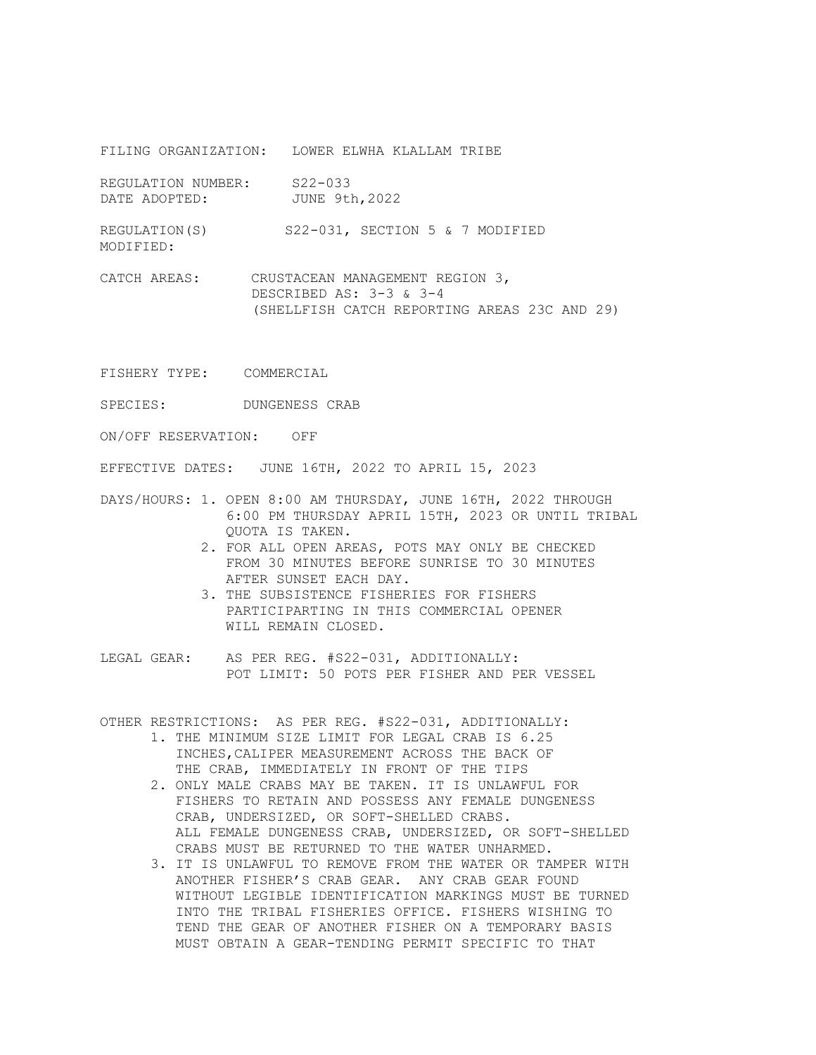FILING ORGANIZATION: LOWER ELWHA KLALLAM TRIBE

REGULATION NUMBER: S22-033
DATE ADOPTED: JUNE 9th,2022

REGULATION(S) MODIFIED: S22-031, SECTION 5 & 7 MODIFIED

CATCH AREAS: CRUSTACEAN MANAGEMENT REGION 3, DESCRIBED AS: 3-3 & 3-4 (SHELLFISH CATCH REPORTING AREAS 23C AND 29)

FISHERY TYPE: COMMERCIAL

SPECIES: DUNGENESS CRAB

ON/OFF RESERVATION: OFF

EFFECTIVE DATES: JUNE 16TH, 2022 TO APRIL 15, 2023

DAYS/HOURS:

1. OPEN 8:00 AM THURSDAY, JUNE 16TH, 2022 THROUGH 6:00 PM THURSDAY APRIL 15TH, 2023 OR UNTIL TRIBAL QUOTA IS TAKEN.
2. FOR ALL OPEN AREAS, POTS MAY ONLY BE CHECKED FROM 30 MINUTES BEFORE SUNRISE TO 30 MINUTES AFTER SUNSET EACH DAY.
3. THE SUBSISTENCE FISHERIES FOR FISHERS PARTICIPARTING IN THIS COMMERCIAL OPENER WILL REMAIN CLOSED.

LEGAL GEAR: AS PER REG. #S22-031, ADDITIONALLY: POT LIMIT: 50 POTS PER FISHER AND PER VESSEL

OTHER RESTRICTIONS: AS PER REG. #S22-031, ADDITIONALLY:

1. THE MINIMUM SIZE LIMIT FOR LEGAL CRAB IS 6.25 INCHES,CALIPER MEASUREMENT ACROSS THE BACK OF THE CRAB, IMMEDIATELY IN FRONT OF THE TIPS
2. ONLY MALE CRABS MAY BE TAKEN. IT IS UNLAWFUL FOR FISHERS TO RETAIN AND POSSESS ANY FEMALE DUNGENESS CRAB, UNDERSIZED, OR SOFT-SHELLED CRABS. ALL FEMALE DUNGENESS CRAB, UNDERSIZED, OR SOFT-SHELLED CRABS MUST BE RETURNED TO THE WATER UNHARMED.
3. IT IS UNLAWFUL TO REMOVE FROM THE WATER OR TAMPER WITH ANOTHER FISHER'S CRAB GEAR. ANY CRAB GEAR FOUND WITHOUT LEGIBLE IDENTIFICATION MARKINGS MUST BE TURNED INTO THE TRIBAL FISHERIES OFFICE. FISHERS WISHING TO TEND THE GEAR OF ANOTHER FISHER ON A TEMPORARY BASIS MUST OBTAIN A GEAR-TENDING PERMIT SPECIFIC TO THAT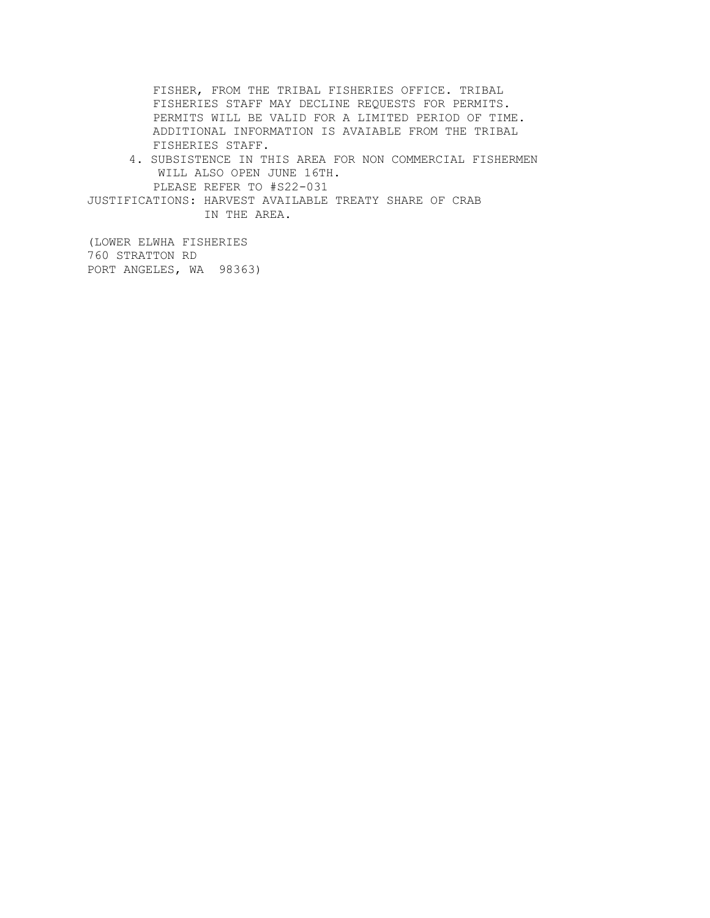FISHER, FROM THE TRIBAL FISHERIES OFFICE. TRIBAL FISHERIES STAFF MAY DECLINE REQUESTS FOR PERMITS. PERMITS WILL BE VALID FOR A LIMITED PERIOD OF TIME. ADDITIONAL INFORMATION IS AVAIABLE FROM THE TRIBAL FISHERIES STAFF.

4. SUBSISTENCE IN THIS AREA FOR NON COMMERCIAL FISHERMEN WILL ALSO OPEN JUNE 16TH.
   PLEASE REFER TO #S22-031

JUSTIFICATIONS: HARVEST AVAILABLE TREATY SHARE OF CRAB IN THE AREA.

(LOWER ELWHA FISHERIES
760 STRATTON RD
PORT ANGELES, WA 98363)